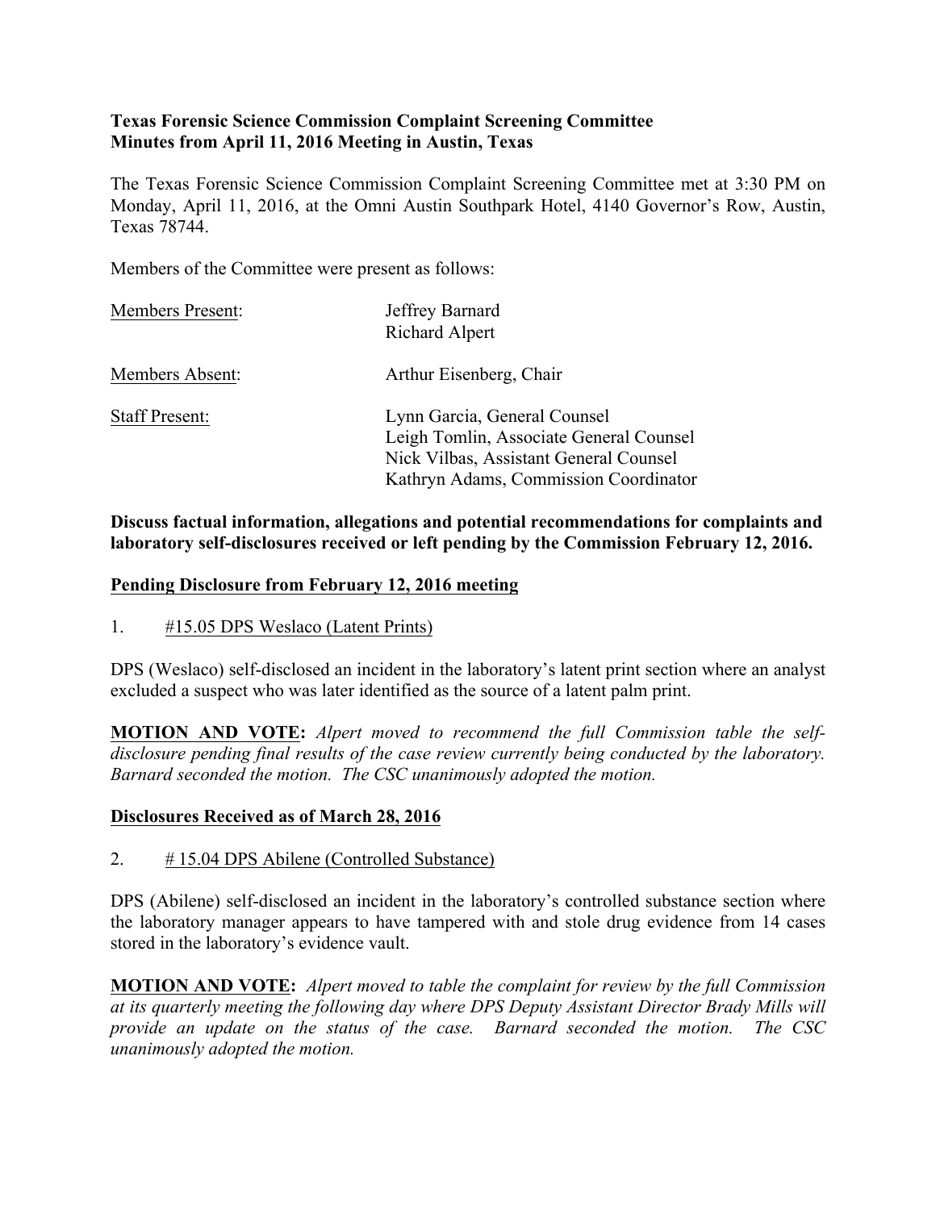**Texas Forensic Science Commission Complaint Screening Committee**
**Minutes from April 11, 2016 Meeting in Austin, Texas**

The Texas Forensic Science Commission Complaint Screening Committee met at 3:30 PM on Monday, April 11, 2016, at the Omni Austin Southpark Hotel, 4140 Governor's Row, Austin, Texas 78744.

Members of the Committee were present as follows:

| | |
|---|---|
| Members Present: | Jeffrey Barnard<br>Richard Alpert |
| Members Absent: | Arthur Eisenberg, Chair |
| Staff Present: | Lynn Garcia, General Counsel<br>Leigh Tomlin, Associate General Counsel<br>Nick Vilbas, Assistant General Counsel<br>Kathryn Adams, Commission Coordinator |

**Discuss factual information, allegations and potential recommendations for complaints and laboratory self-disclosures received or left pending by the Commission February 12, 2016.**

**Pending Disclosure from February 12, 2016 meeting**

1. #15.05 DPS Weslaco (Latent Prints)

DPS (Weslaco) self-disclosed an incident in the laboratory's latent print section where an analyst excluded a suspect who was later identified as the source of a latent palm print.

**MOTION AND VOTE:** *Alpert moved to recommend the full Commission table the self-disclosure pending final results of the case review currently being conducted by the laboratory. Barnard seconded the motion. The CSC unanimously adopted the motion.*

**Disclosures Received as of March 28, 2016**

2. # 15.04 DPS Abilene (Controlled Substance)

DPS (Abilene) self-disclosed an incident in the laboratory's controlled substance section where the laboratory manager appears to have tampered with and stole drug evidence from 14 cases stored in the laboratory's evidence vault.

**MOTION AND VOTE:** *Alpert moved to table the complaint for review by the full Commission at its quarterly meeting the following day where DPS Deputy Assistant Director Brady Mills will provide an update on the status of the case. Barnard seconded the motion. The CSC unanimously adopted the motion.*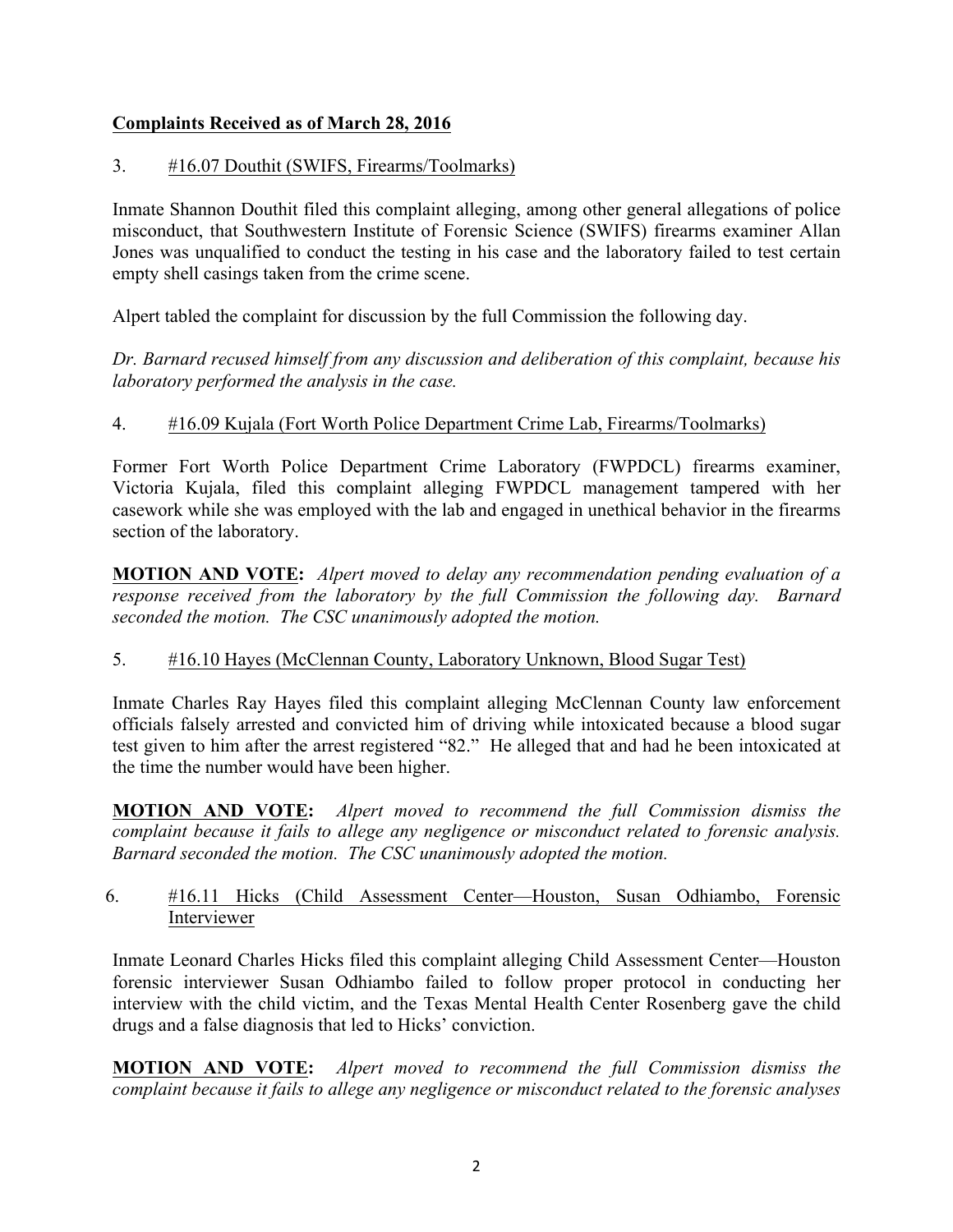**Complaints Received as of March 28, 2016**

3. #16.07 Douthit (SWIFS, Firearms/Toolmarks)

Inmate Shannon Douthit filed this complaint alleging, among other general allegations of police misconduct, that Southwestern Institute of Forensic Science (SWIFS) firearms examiner Allan Jones was unqualified to conduct the testing in his case and the laboratory failed to test certain empty shell casings taken from the crime scene.

Alpert tabled the complaint for discussion by the full Commission the following day.

*Dr. Barnard recused himself from any discussion and deliberation of this complaint, because his laboratory performed the analysis in the case.*

4. #16.09 Kujala (Fort Worth Police Department Crime Lab, Firearms/Toolmarks)

Former Fort Worth Police Department Crime Laboratory (FWPDCL) firearms examiner, Victoria Kujala, filed this complaint alleging FWPDCL management tampered with her casework while she was employed with the lab and engaged in unethical behavior in the firearms section of the laboratory.

**MOTION AND VOTE:** *Alpert moved to delay any recommendation pending evaluation of a response received from the laboratory by the full Commission the following day. Barnard seconded the motion. The CSC unanimously adopted the motion.*

5. #16.10 Hayes (McClennan County, Laboratory Unknown, Blood Sugar Test)

Inmate Charles Ray Hayes filed this complaint alleging McClennan County law enforcement officials falsely arrested and convicted him of driving while intoxicated because a blood sugar test given to him after the arrest registered "82." He alleged that and had he been intoxicated at the time the number would have been higher.

**MOTION AND VOTE:** *Alpert moved to recommend the full Commission dismiss the complaint because it fails to allege any negligence or misconduct related to forensic analysis. Barnard seconded the motion. The CSC unanimously adopted the motion.*

6. #16.11 Hicks (Child Assessment Center—Houston, Susan Odhiambo, Forensic Interviewer

Inmate Leonard Charles Hicks filed this complaint alleging Child Assessment Center—Houston forensic interviewer Susan Odhiambo failed to follow proper protocol in conducting her interview with the child victim, and the Texas Mental Health Center Rosenberg gave the child drugs and a false diagnosis that led to Hicks' conviction.

**MOTION AND VOTE:** *Alpert moved to recommend the full Commission dismiss the complaint because it fails to allege any negligence or misconduct related to the forensic analyses*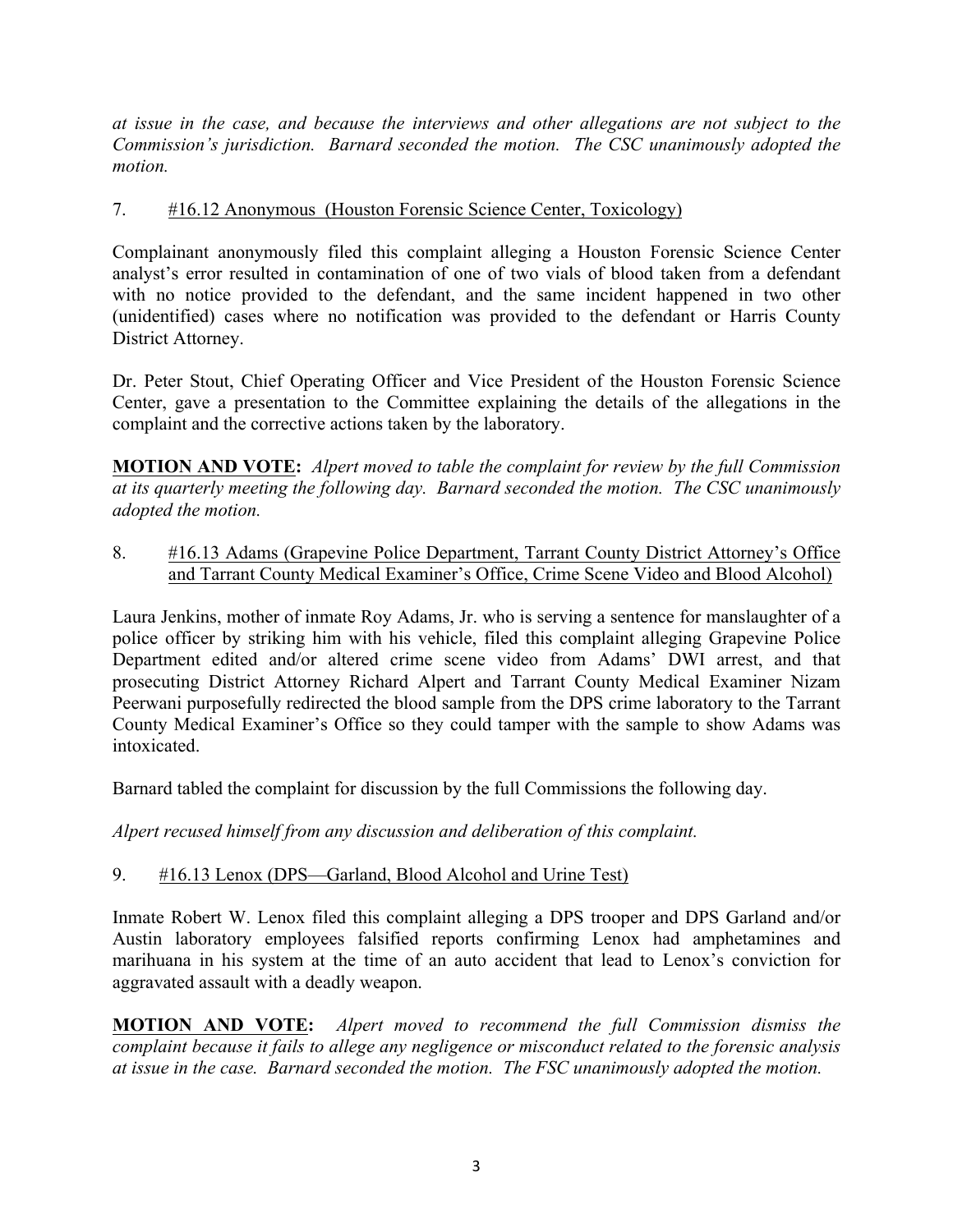*at issue in the case, and because the interviews and other allegations are not subject to the Commission's jurisdiction. Barnard seconded the motion. The CSC unanimously adopted the motion.*

7. <u>#16.12 Anonymous (Houston Forensic Science Center, Toxicology)</u>

Complainant anonymously filed this complaint alleging a Houston Forensic Science Center analyst's error resulted in contamination of one of two vials of blood taken from a defendant with no notice provided to the defendant, and the same incident happened in two other (unidentified) cases where no notification was provided to the defendant or Harris County District Attorney.

Dr. Peter Stout, Chief Operating Officer and Vice President of the Houston Forensic Science Center, gave a presentation to the Committee explaining the details of the allegations in the complaint and the corrective actions taken by the laboratory.

**MOTION AND VOTE:** *Alpert moved to table the complaint for review by the full Commission at its quarterly meeting the following day. Barnard seconded the motion. The CSC unanimously adopted the motion.*

8. <u>#16.13 Adams (Grapevine Police Department, Tarrant County District Attorney's Office and Tarrant County Medical Examiner's Office, Crime Scene Video and Blood Alcohol)</u>

Laura Jenkins, mother of inmate Roy Adams, Jr. who is serving a sentence for manslaughter of a police officer by striking him with his vehicle, filed this complaint alleging Grapevine Police Department edited and/or altered crime scene video from Adams' DWI arrest, and that prosecuting District Attorney Richard Alpert and Tarrant County Medical Examiner Nizam Peerwani purposefully redirected the blood sample from the DPS crime laboratory to the Tarrant County Medical Examiner's Office so they could tamper with the sample to show Adams was intoxicated.

Barnard tabled the complaint for discussion by the full Commissions the following day.

*Alpert recused himself from any discussion and deliberation of this complaint.*

9. <u>#16.13 Lenox (DPS—Garland, Blood Alcohol and Urine Test)</u>

Inmate Robert W. Lenox filed this complaint alleging a DPS trooper and DPS Garland and/or Austin laboratory employees falsified reports confirming Lenox had amphetamines and marihuana in his system at the time of an auto accident that lead to Lenox's conviction for aggravated assault with a deadly weapon.

**MOTION AND VOTE:** *Alpert moved to recommend the full Commission dismiss the complaint because it fails to allege any negligence or misconduct related to the forensic analysis at issue in the case. Barnard seconded the motion. The FSC unanimously adopted the motion.*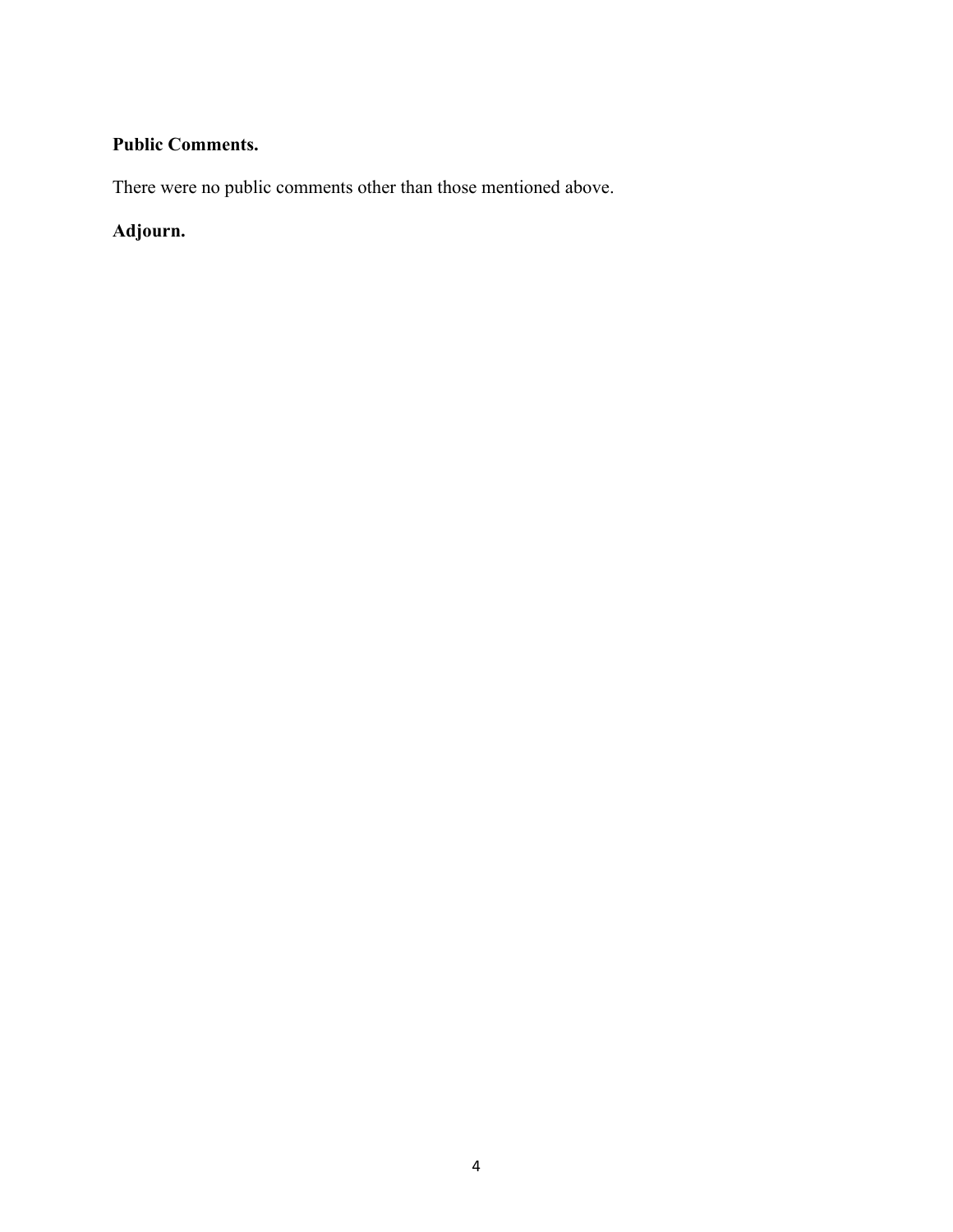**Public Comments.**

There were no public comments other than those mentioned above.

**Adjourn.**